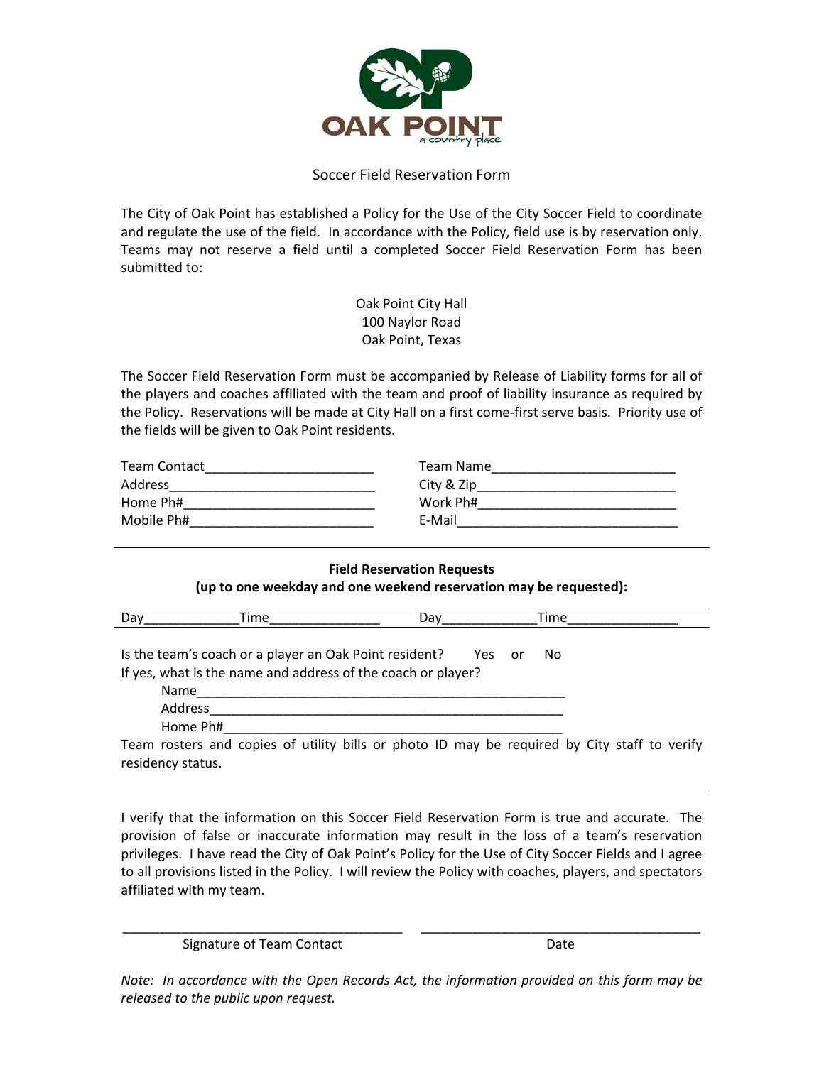OAK POINT

a country place

# Soccer Field Reservation Form

The City of Oak Point has established a Policy for the Use of the City Soccer Field to coordinate and regulate the use of the field. In accordance with the Policy, field use is by reservation only. Teams may not reserve a field until a completed Soccer Field Reservation Form has been submitted to:

Oak Point City Hall
100 Naylor Road
Oak Point, Texas

The Soccer Field Reservation Form must be accompanied by Release of Liability forms for all of the players and coaches affiliated with the team and proof of liability insurance as required by the Policy. Reservations will be made at City Hall on a first come-first serve basis. Priority use of the fields will be given to Oak Point residents.

Team Contact_______________________ Team Name_________________________
Address____________________________ City & Zip__________________________
Home Ph#__________________________ Work Ph#__________________________
Mobile Ph#_________________________ E-Mail______________________________

---

**Field Reservation Requests**
**(up to one weekday and one weekend reservation may be requested):**

Day____________Time_______________ Day____________Time_______________

Is the team's coach or a player an Oak Point resident? Yes or No
If yes, what is the name and address of the coach or player?

Name__________________________________________________
Address________________________________________________
Home Ph#_______________________________________________

Team rosters and copies of utility bills or photo ID may be required by City staff to verify residency status.

---

I verify that the information on this Soccer Field Reservation Form is true and accurate. The provision of false or inaccurate information may result in the loss of a team's reservation privileges. I have read the City of Oak Point's Policy for the Use of City Soccer Fields and I agree to all provisions listed in the Policy. I will review the Policy with coaches, players, and spectators affiliated with my team.

______________________________________ ______________________________________
Signature of Team Contact Date

*Note: In accordance with the Open Records Act, the information provided on this form may be released to the public upon request.*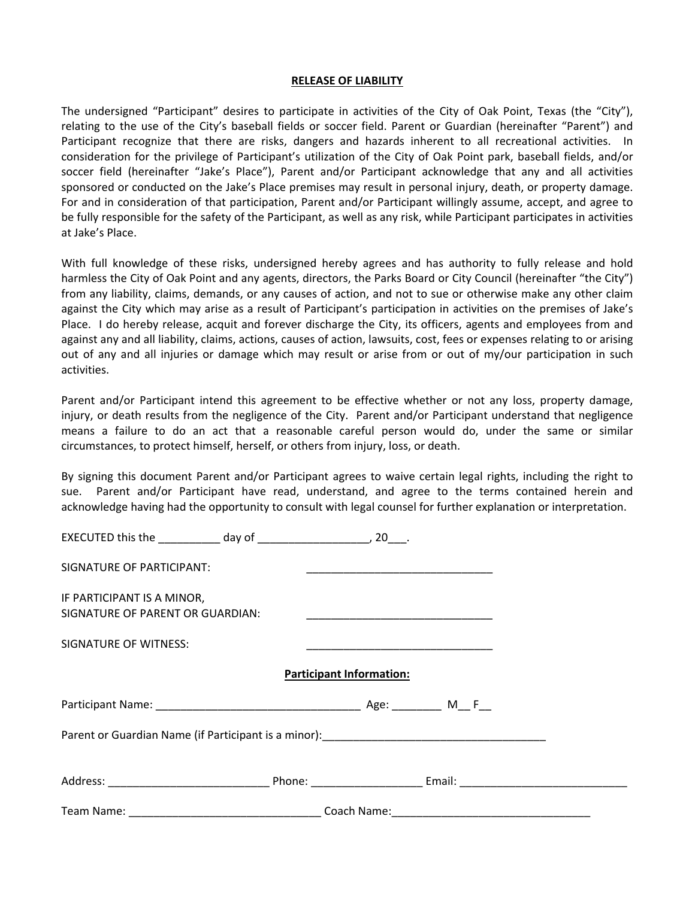## RELEASE OF LIABILITY

The undersigned "Participant" desires to participate in activities of the City of Oak Point, Texas (the "City"), relating to the use of the City's baseball fields or soccer field. Parent or Guardian (hereinafter "Parent") and Participant recognize that there are risks, dangers and hazards inherent to all recreational activities. In consideration for the privilege of Participant's utilization of the City of Oak Point park, baseball fields, and/or soccer field (hereinafter "Jake's Place"), Parent and/or Participant acknowledge that any and all activities sponsored or conducted on the Jake's Place premises may result in personal injury, death, or property damage. For and in consideration of that participation, Parent and/or Participant willingly assume, accept, and agree to be fully responsible for the safety of the Participant, as well as any risk, while Participant participates in activities at Jake's Place.

With full knowledge of these risks, undersigned hereby agrees and has authority to fully release and hold harmless the City of Oak Point and any agents, directors, the Parks Board or City Council (hereinafter "the City") from any liability, claims, demands, or any causes of action, and not to sue or otherwise make any other claim against the City which may arise as a result of Participant's participation in activities on the premises of Jake's Place. I do hereby release, acquit and forever discharge the City, its officers, agents and employees from and against any and all liability, claims, actions, causes of action, lawsuits, cost, fees or expenses relating to or arising out of any and all injuries or damage which may result or arise from or out of my/our participation in such activities.

Parent and/or Participant intend this agreement to be effective whether or not any loss, property damage, injury, or death results from the negligence of the City. Parent and/or Participant understand that negligence means a failure to do an act that a reasonable careful person would do, under the same or similar circumstances, to protect himself, herself, or others from injury, loss, or death.

By signing this document Parent and/or Participant agrees to waive certain legal rights, including the right to sue. Parent and/or Participant have read, understand, and agree to the terms contained herein and acknowledge having had the opportunity to consult with legal counsel for further explanation or interpretation.

EXECUTED this the __________ day of __________________, 20___.

SIGNATURE OF PARTICIPANT: ______________________________

IF PARTICIPANT IS A MINOR,
SIGNATURE OF PARENT OR GUARDIAN: ______________________________

SIGNATURE OF WITNESS: ______________________________

**Participant Information:**

Participant Name: _________________________________ Age: ________ M__ F__

Parent or Guardian Name (if Participant is a minor):____________________________________

Address: __________________________ Phone: _________________ Email: ___________________________

Team Name: ______________________________ Coach Name:________________________________